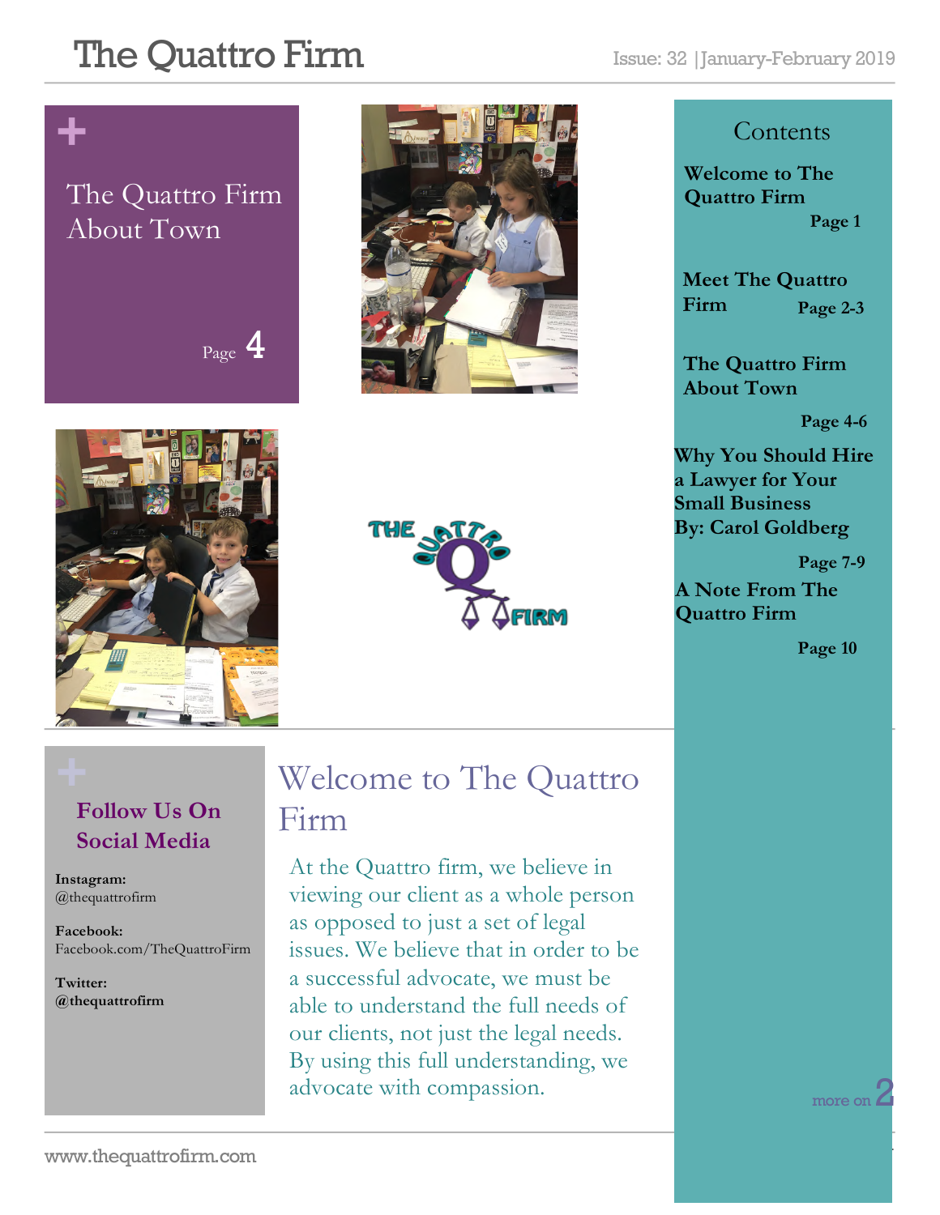# The Quattro Firm

Issue: 32 | January-February 2019

**+ The Quattro Firm About Town**

Page 4

## Contents

**Welcome to The Quattro Firm** Page 1

**Meet The Quattro Firm** Page 2-3

**The Quattro Firm About Town** Page 4-6

**Why You Should Hire a Lawyer for Your Small Business By: Carol Goldberg** Page 7-9

**A Note From The Quattro Firm** Page 10

## Follow Us On Social Media

**Instagram:** @thequattrofirm

**Facebook:** Facebook.com/TheQuattroFirm

**Twitter:** **@thequattrofirm**

## Welcome to The Quattro Firm

At the Quattro firm, we believe in viewing our client as a whole person as opposed to just a set of legal issues. We believe that in order to be a successful advocate, we must be able to understand the full needs of our clients, not just the legal needs. By using this full understanding, we advocate with compassion.

more on 2

www.thequattrofirm.com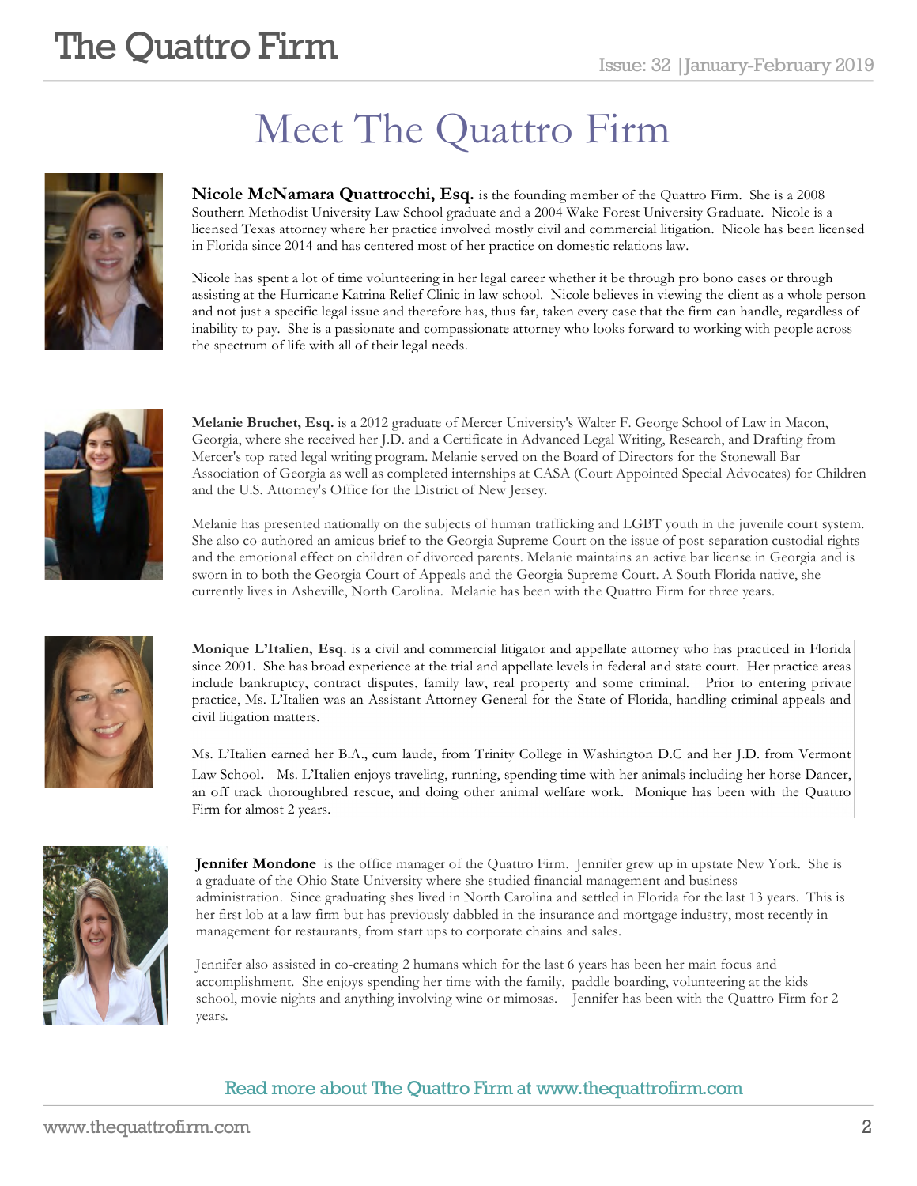# Meet The Quattro Firm

**Nicole McNamara Quattrocchi, Esq.** is the founding member of the Quattro Firm. She is a 2008 Southern Methodist University Law School graduate and a 2004 Wake Forest University Graduate. Nicole is a licensed Texas attorney where her practice involved mostly civil and commercial litigation. Nicole has been licensed in Florida since 2014 and has centered most of her practice on domestic relations law.

Nicole has spent a lot of time volunteering in her legal career whether it be through pro bono cases or through assisting at the Hurricane Katrina Relief Clinic in law school. Nicole believes in viewing the client as a whole person and not just a specific legal issue and therefore has, thus far, taken every case that the firm can handle, regardless of inability to pay. She is a passionate and compassionate attorney who looks forward to working with people across the spectrum of life with all of their legal needs.

**Melanie Bruchet, Esq.** is a 2012 graduate of Mercer University's Walter F. George School of Law in Macon, Georgia, where she received her J.D. and a Certificate in Advanced Legal Writing, Research, and Drafting from Mercer's top rated legal writing program. Melanie served on the Board of Directors for the Stonewall Bar Association of Georgia as well as completed internships at CASA (Court Appointed Special Advocates) for Children and the U.S. Attorney's Office for the District of New Jersey.

Melanie has presented nationally on the subjects of human trafficking and LGBT youth in the juvenile court system. She also co-authored an amicus brief to the Georgia Supreme Court on the issue of post-separation custodial rights and the emotional effect on children of divorced parents. Melanie maintains an active bar license in Georgia and is sworn in to both the Georgia Court of Appeals and the Georgia Supreme Court. A South Florida native, she currently lives in Asheville, North Carolina. Melanie has been with the Quattro Firm for three years.

**Monique L'Italien, Esq.** is a civil and commercial litigator and appellate attorney who has practiced in Florida since 2001. She has broad experience at the trial and appellate levels in federal and state court. Her practice areas include bankruptcy, contract disputes, family law, real property and some criminal. Prior to entering private practice, Ms. L'Italien was an Assistant Attorney General for the State of Florida, handling criminal appeals and civil litigation matters.

Ms. L'Italien earned her B.A., cum laude, from Trinity College in Washington D.C and her J.D. from Vermont Law School**.** Ms. L'Italien enjoys traveling, running, spending time with her animals including her horse Dancer, an off track thoroughbred rescue, and doing other animal welfare work. Monique has been with the Quattro Firm for almost 2 years.

**Jennifer Mondone** is the office manager of the Quattro Firm. Jennifer grew up in upstate New York. She is a graduate of the Ohio State University where she studied financial management and business administration. Since graduating shes lived in North Carolina and settled in Florida for the last 13 years. This is her first lob at a law firm but has previously dabbled in the insurance and mortgage industry, most recently in management for restaurants, from start ups to corporate chains and sales.

Jennifer also assisted in co-creating 2 humans which for the last 6 years has been her main focus and accomplishment. She enjoys spending her time with the family, paddle boarding, volunteering at the kids school, movie nights and anything involving wine or mimosas. Jennifer has been with the Quattro Firm for 2 years.

Read more about The Quattro Firm at www.thequattrofirm.com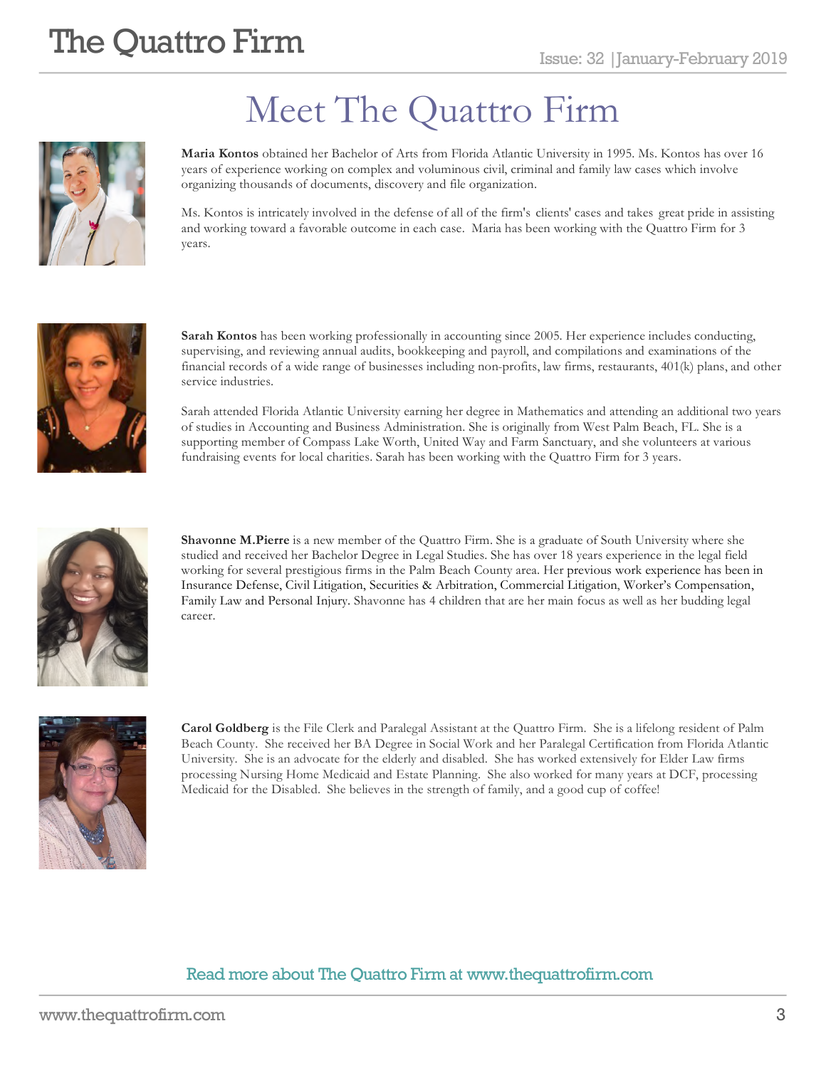# Meet The Quattro Firm

**Maria Kontos** obtained her Bachelor of Arts from Florida Atlantic University in 1995. Ms. Kontos has over 16 years of experience working on complex and voluminous civil, criminal and family law cases which involve organizing thousands of documents, discovery and file organization.

Ms. Kontos is intricately involved in the defense of all of the firm's clients' cases and takes great pride in assisting and working toward a favorable outcome in each case. Maria has been working with the Quattro Firm for 3 years.

**Sarah Kontos** has been working professionally in accounting since 2005. Her experience includes conducting, supervising, and reviewing annual audits, bookkeeping and payroll, and compilations and examinations of the financial records of a wide range of businesses including non-profits, law firms, restaurants, 401(k) plans, and other service industries.

Sarah attended Florida Atlantic University earning her degree in Mathematics and attending an additional two years of studies in Accounting and Business Administration. She is originally from West Palm Beach, FL. She is a supporting member of Compass Lake Worth, United Way and Farm Sanctuary, and she volunteers at various fundraising events for local charities. Sarah has been working with the Quattro Firm for 3 years.

**Shavonne M.Pierre** is a new member of the Quattro Firm. She is a graduate of South University where she studied and received her Bachelor Degree in Legal Studies. She has over 18 years experience in the legal field working for several prestigious firms in the Palm Beach County area. Her previous work experience has been in Insurance Defense, Civil Litigation, Securities & Arbitration, Commercial Litigation, Worker's Compensation, Family Law and Personal Injury. Shavonne has 4 children that are her main focus as well as her budding legal career.

**Carol Goldberg** is the File Clerk and Paralegal Assistant at the Quattro Firm. She is a lifelong resident of Palm Beach County. She received her BA Degree in Social Work and her Paralegal Certification from Florida Atlantic University. She is an advocate for the elderly and disabled. She has worked extensively for Elder Law firms processing Nursing Home Medicaid and Estate Planning. She also worked for many years at DCF, processing Medicaid for the Disabled. She believes in the strength of family, and a good cup of coffee!

Read more about The Quattro Firm at www.thequattrofirm.com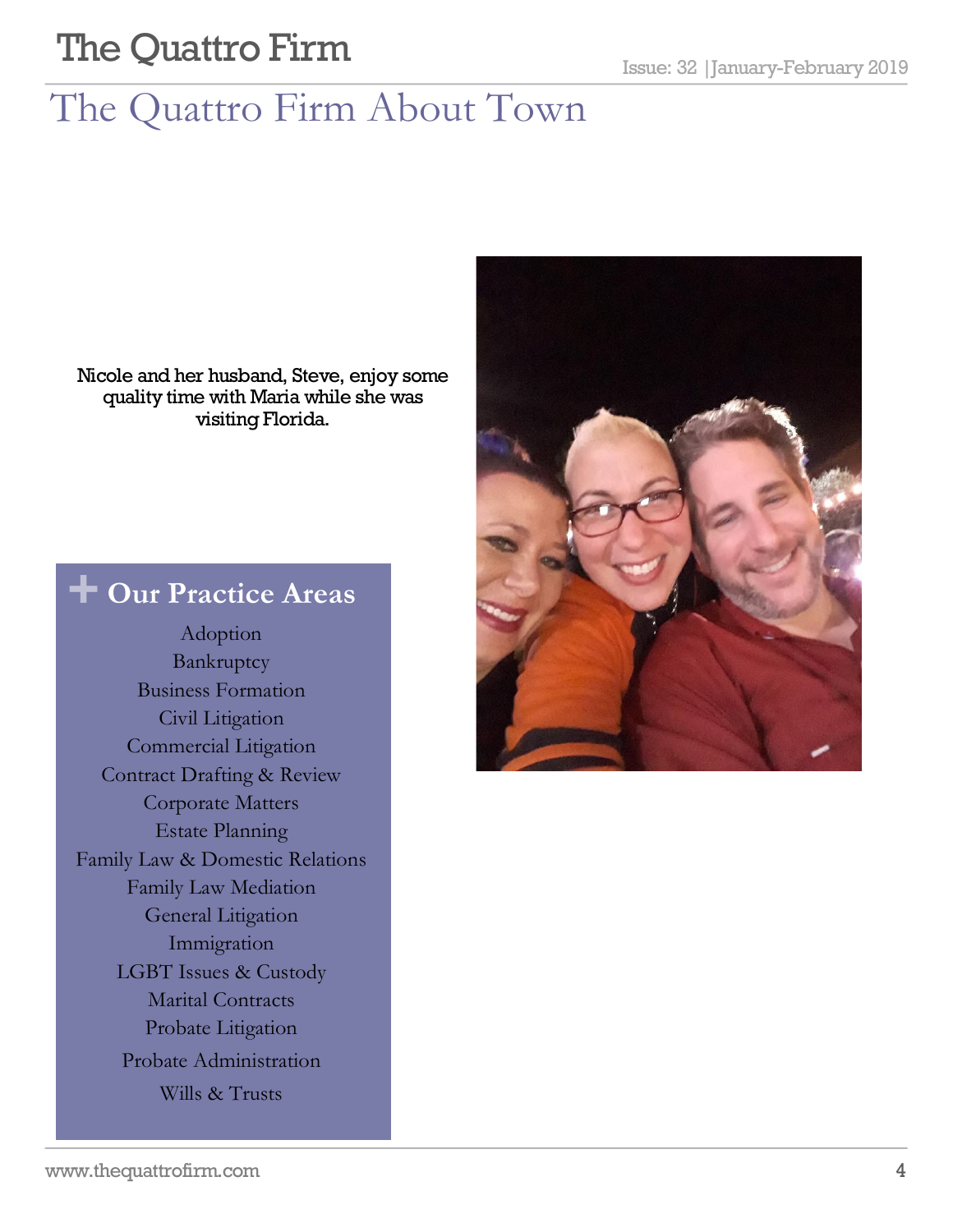# The Quattro Firm About Town

Nicole and her husband, Steve, enjoy some quality time with Maria while she was visiting Florida.

## + Our Practice Areas

- Adoption
- Bankruptcy
- Business Formation
- Civil Litigation
- Commercial Litigation
- Contract Drafting & Review
- Corporate Matters
- Estate Planning
- Family Law & Domestic Relations
- Family Law Mediation
- General Litigation
- Immigration
- LGBT Issues & Custody
- Marital Contracts
- Probate Litigation
- Probate Administration
- Wills & Trusts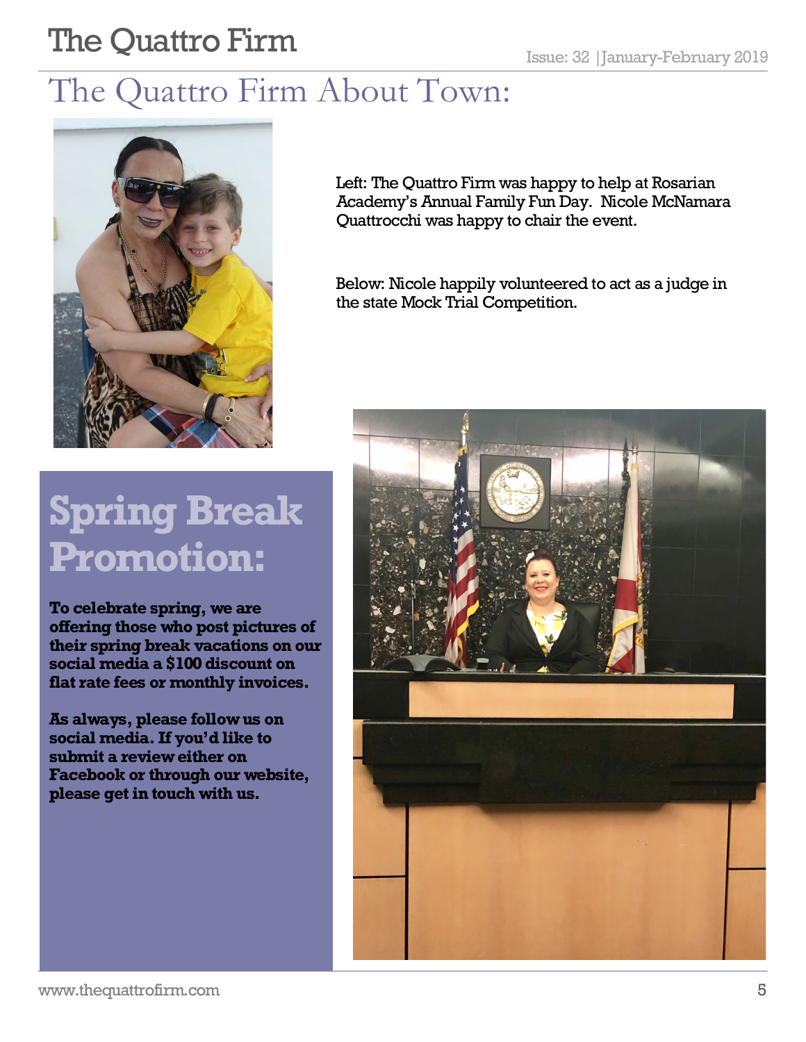# The Quattro Firm About Town:

Left: The Quattro Firm was happy to help at Rosarian Academy's Annual Family Fun Day. Nicole McNamara Quattrocchi was happy to chair the event.

Below: Nicole happily volunteered to act as a judge in the state Mock Trial Competition.

## Spring Break Promotion:

**To celebrate spring, we are offering those who post pictures of their spring break vacations on our social media a $100 discount on flat rate fees or monthly invoices.**

**As always, please follow us on social media. If you'd like to submit a review either on Facebook or through our website, please get in touch with us.**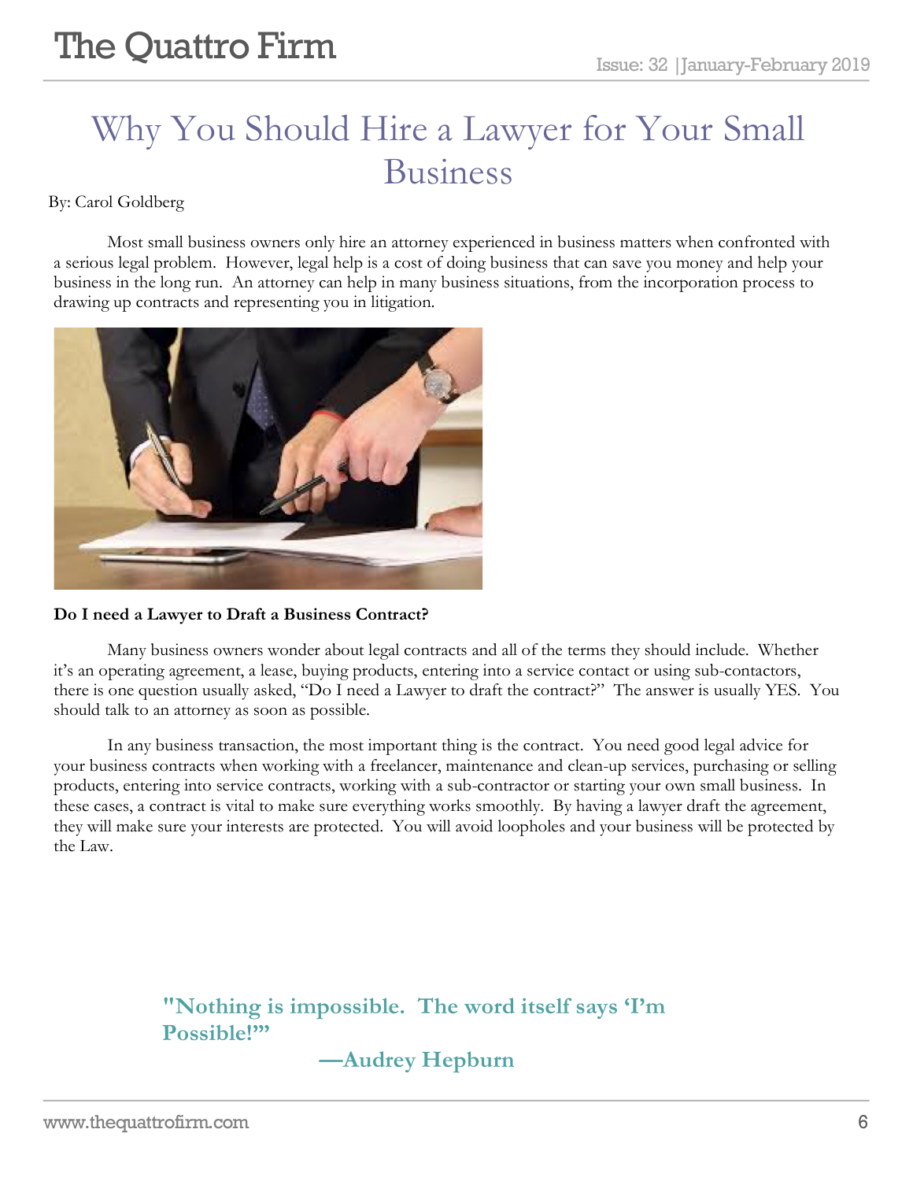# Why You Should Hire a Lawyer for Your Small Business

By: Carol Goldberg

Most small business owners only hire an attorney experienced in business matters when confronted with a serious legal problem. However, legal help is a cost of doing business that can save you money and help your business in the long run. An attorney can help in many business situations, from the incorporation process to drawing up contracts and representing you in litigation.

**Do I need a Lawyer to Draft a Business Contract?**

Many business owners wonder about legal contracts and all of the terms they should include. Whether it's an operating agreement, a lease, buying products, entering into a service contact or using sub-contactors, there is one question usually asked, "Do I need a Lawyer to draft the contract?" The answer is usually YES. You should talk to an attorney as soon as possible.

In any business transaction, the most important thing is the contract. You need good legal advice for your business contracts when working with a freelancer, maintenance and clean-up services, purchasing or selling products, entering into service contracts, working with a sub-contractor or starting your own small business. In these cases, a contract is vital to make sure everything works smoothly. By having a lawyer draft the agreement, they will make sure your interests are protected. You will avoid loopholes and your business will be protected by the Law.

**"Nothing is impossible. The word itself says 'I'm Possible!'"**

**—Audrey Hepburn**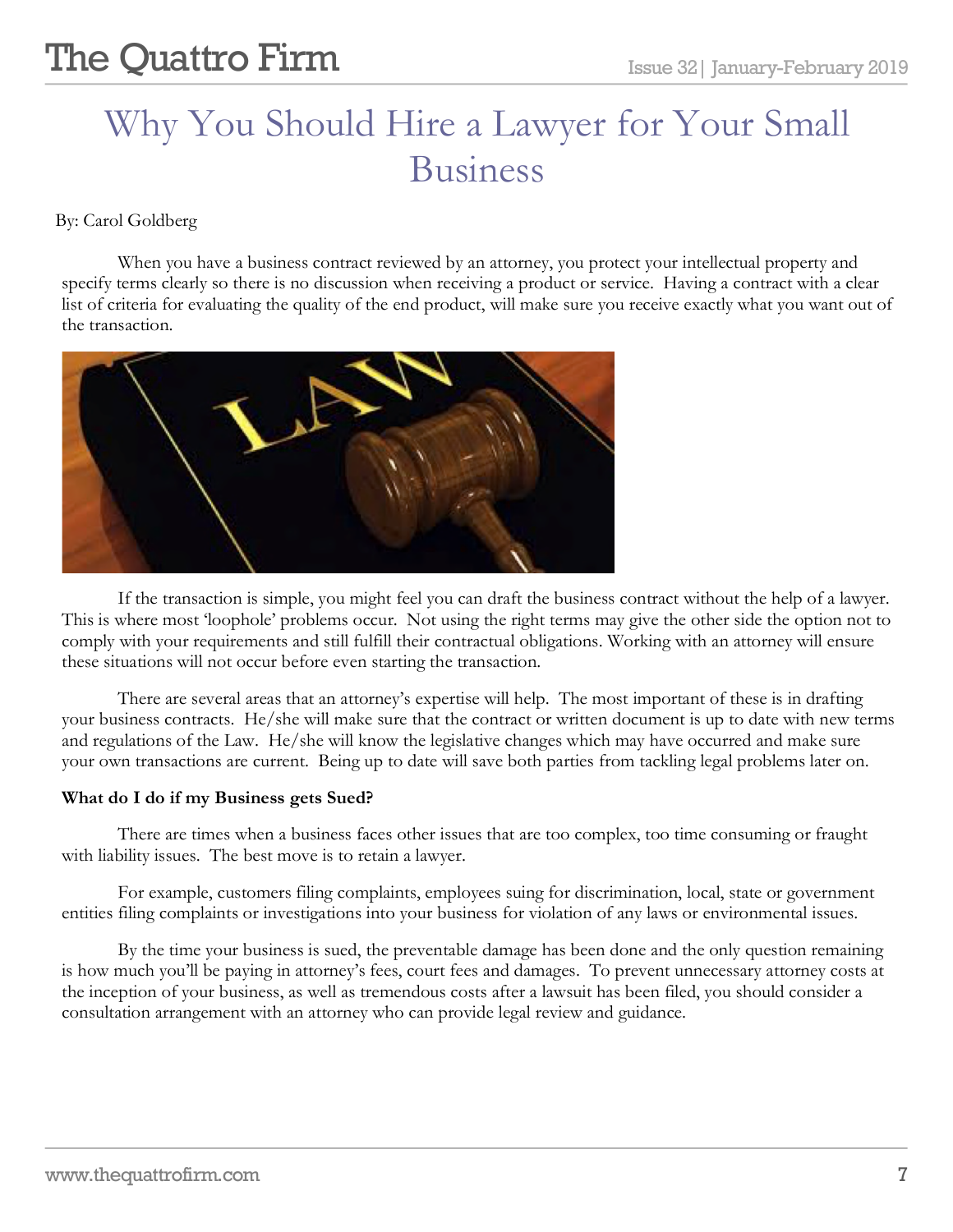# Why You Should Hire a Lawyer for Your Small Business

By: Carol Goldberg

When you have a business contract reviewed by an attorney, you protect your intellectual property and specify terms clearly so there is no discussion when receiving a product or service. Having a contract with a clear list of criteria for evaluating the quality of the end product, will make sure you receive exactly what you want out of the transaction.

If the transaction is simple, you might feel you can draft the business contract without the help of a lawyer. This is where most 'loophole' problems occur. Not using the right terms may give the other side the option not to comply with your requirements and still fulfill their contractual obligations. Working with an attorney will ensure these situations will not occur before even starting the transaction.

There are several areas that an attorney's expertise will help. The most important of these is in drafting your business contracts. He/she will make sure that the contract or written document is up to date with new terms and regulations of the Law. He/she will know the legislative changes which may have occurred and make sure your own transactions are current. Being up to date will save both parties from tackling legal problems later on.

**What do I do if my Business gets Sued?**

There are times when a business faces other issues that are too complex, too time consuming or fraught with liability issues. The best move is to retain a lawyer.

For example, customers filing complaints, employees suing for discrimination, local, state or government entities filing complaints or investigations into your business for violation of any laws or environmental issues.

By the time your business is sued, the preventable damage has been done and the only question remaining is how much you'll be paying in attorney's fees, court fees and damages. To prevent unnecessary attorney costs at the inception of your business, as well as tremendous costs after a lawsuit has been filed, you should consider a consultation arrangement with an attorney who can provide legal review and guidance.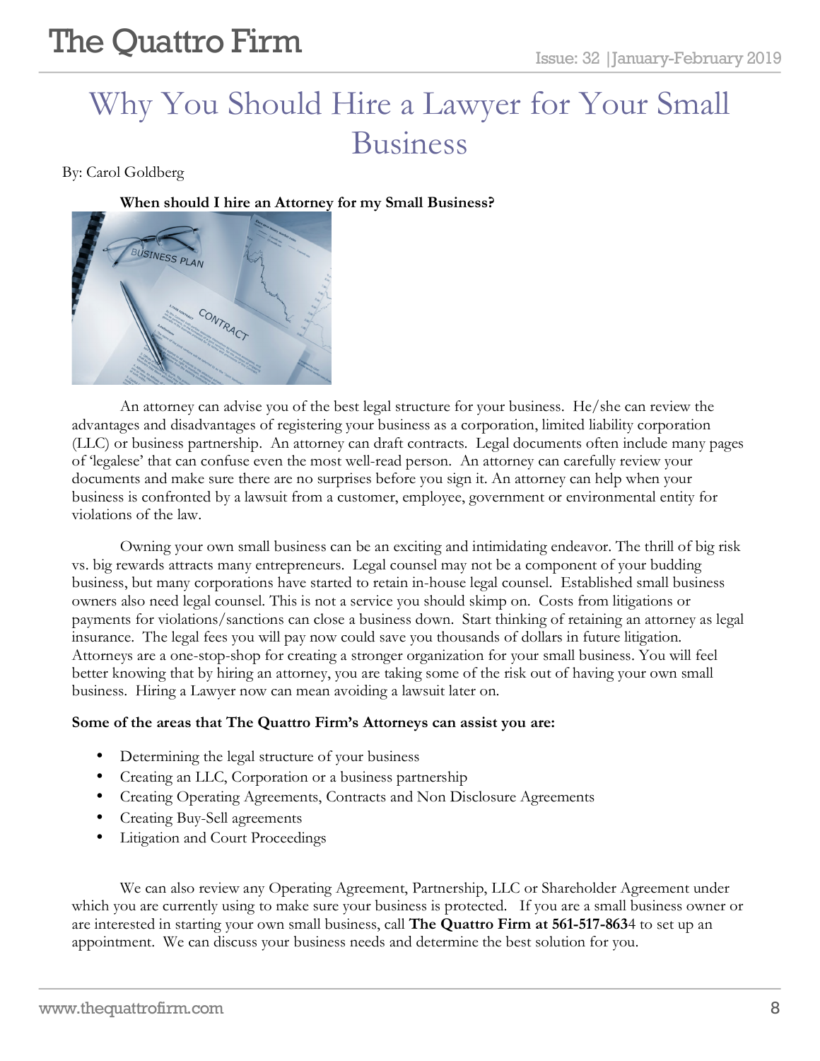# Why You Should Hire a Lawyer for Your Small Business

By: Carol Goldberg

**When should I hire an Attorney for my Small Business?**

An attorney can advise you of the best legal structure for your business. He/she can review the advantages and disadvantages of registering your business as a corporation, limited liability corporation (LLC) or business partnership. An attorney can draft contracts. Legal documents often include many pages of 'legalese' that can confuse even the most well-read person. An attorney can carefully review your documents and make sure there are no surprises before you sign it. An attorney can help when your business is confronted by a lawsuit from a customer, employee, government or environmental entity for violations of the law.

Owning your own small business can be an exciting and intimidating endeavor. The thrill of big risk vs. big rewards attracts many entrepreneurs. Legal counsel may not be a component of your budding business, but many corporations have started to retain in-house legal counsel. Established small business owners also need legal counsel. This is not a service you should skimp on. Costs from litigations or payments for violations/sanctions can close a business down. Start thinking of retaining an attorney as legal insurance. The legal fees you will pay now could save you thousands of dollars in future litigation. Attorneys are a one-stop-shop for creating a stronger organization for your small business. You will feel better knowing that by hiring an attorney, you are taking some of the risk out of having your own small business. Hiring a Lawyer now can mean avoiding a lawsuit later on.

**Some of the areas that The Quattro Firm's Attorneys can assist you are:**

- Determining the legal structure of your business
- Creating an LLC, Corporation or a business partnership
- Creating Operating Agreements, Contracts and Non Disclosure Agreements
- Creating Buy-Sell agreements
- Litigation and Court Proceedings

We can also review any Operating Agreement, Partnership, LLC or Shareholder Agreement under which you are currently using to make sure your business is protected. If you are a small business owner or are interested in starting your own small business, call **The Quattro Firm at 561-517-863**4 to set up an appointment. We can discuss your business needs and determine the best solution for you.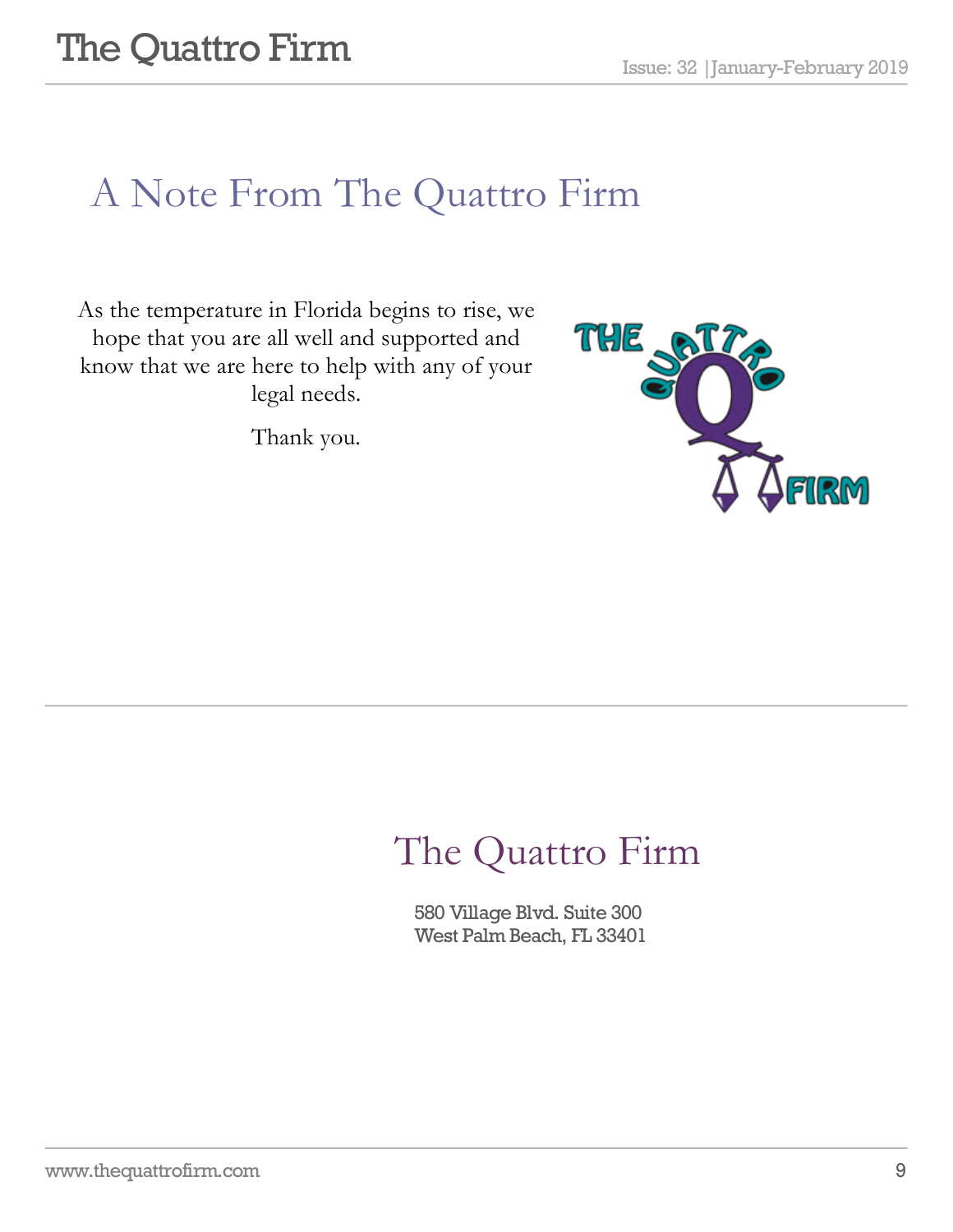# A Note From The Quattro Firm

As the temperature in Florida begins to rise, we hope that you are all well and supported and know that we are here to help with any of your legal needs.

Thank you.

## The Quattro Firm

580 Village Blvd. Suite 300
West Palm Beach, FL 33401